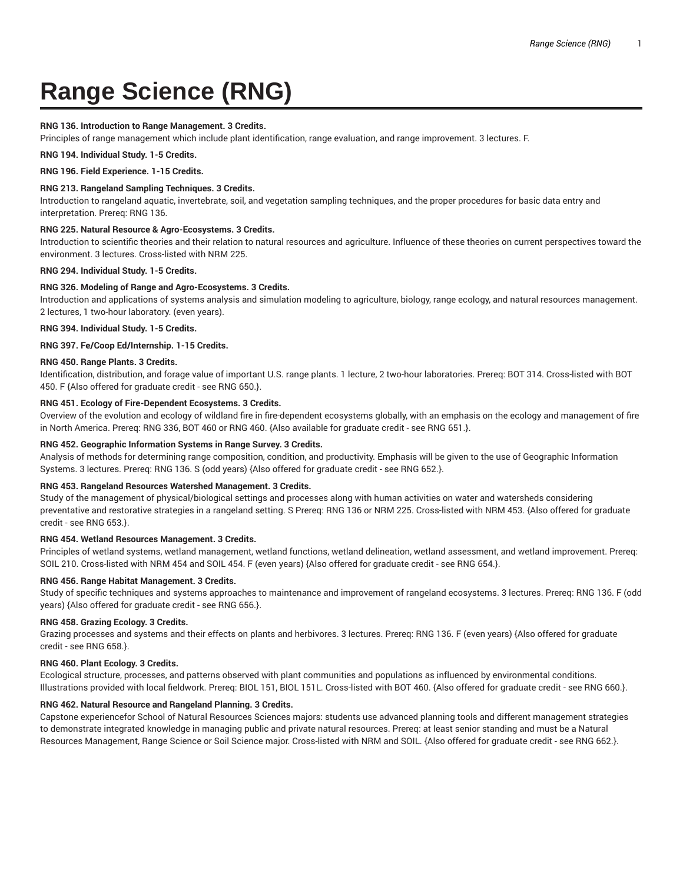# Range Science (RNG)

**RNG 136. Introduction to Range Management. 3 Credits.**
Principles of range management which include plant identification, range evaluation, and range improvement. 3 lectures. F.

**RNG 194. Individual Study. 1-5 Credits.**

**RNG 196. Field Experience. 1-15 Credits.**

**RNG 213. Rangeland Sampling Techniques. 3 Credits.**
Introduction to rangeland aquatic, invertebrate, soil, and vegetation sampling techniques, and the proper procedures for basic data entry and interpretation. Prereq: RNG 136.

**RNG 225. Natural Resource & Agro-Ecosystems. 3 Credits.**
Introduction to scientific theories and their relation to natural resources and agriculture. Influence of these theories on current perspectives toward the environment. 3 lectures. Cross-listed with NRM 225.

**RNG 294. Individual Study. 1-5 Credits.**

**RNG 326. Modeling of Range and Agro-Ecosystems. 3 Credits.**
Introduction and applications of systems analysis and simulation modeling to agriculture, biology, range ecology, and natural resources management. 2 lectures, 1 two-hour laboratory. (even years).

**RNG 394. Individual Study. 1-5 Credits.**

**RNG 397. Fe/Coop Ed/Internship. 1-15 Credits.**

**RNG 450. Range Plants. 3 Credits.**
Identification, distribution, and forage value of important U.S. range plants. 1 lecture, 2 two-hour laboratories. Prereq: BOT 314. Cross-listed with BOT 450. F {Also offered for graduate credit - see RNG 650.}.

**RNG 451. Ecology of Fire-Dependent Ecosystems. 3 Credits.**
Overview of the evolution and ecology of wildland fire in fire-dependent ecosystems globally, with an emphasis on the ecology and management of fire in North America. Prereq: RNG 336, BOT 460 or RNG 460. {Also available for graduate credit - see RNG 651.}.

**RNG 452. Geographic Information Systems in Range Survey. 3 Credits.**
Analysis of methods for determining range composition, condition, and productivity. Emphasis will be given to the use of Geographic Information Systems. 3 lectures. Prereq: RNG 136. S (odd years) {Also offered for graduate credit - see RNG 652.}.

**RNG 453. Rangeland Resources Watershed Management. 3 Credits.**
Study of the management of physical/biological settings and processes along with human activities on water and watersheds considering preventative and restorative strategies in a rangeland setting. S Prereq: RNG 136 or NRM 225. Cross-listed with NRM 453. {Also offered for graduate credit - see RNG 653.}.

**RNG 454. Wetland Resources Management. 3 Credits.**
Principles of wetland systems, wetland management, wetland functions, wetland delineation, wetland assessment, and wetland improvement. Prereq: SOIL 210. Cross-listed with NRM 454 and SOIL 454. F (even years) {Also offered for graduate credit - see RNG 654.}.

**RNG 456. Range Habitat Management. 3 Credits.**
Study of specific techniques and systems approaches to maintenance and improvement of rangeland ecosystems. 3 lectures. Prereq: RNG 136. F (odd years) {Also offered for graduate credit - see RNG 656.}.

**RNG 458. Grazing Ecology. 3 Credits.**
Grazing processes and systems and their effects on plants and herbivores. 3 lectures. Prereq: RNG 136. F (even years) {Also offered for graduate credit - see RNG 658.}.

**RNG 460. Plant Ecology. 3 Credits.**
Ecological structure, processes, and patterns observed with plant communities and populations as influenced by environmental conditions. Illustrations provided with local fieldwork. Prereq: BIOL 151, BIOL 151L. Cross-listed with BOT 460. {Also offered for graduate credit - see RNG 660.}.

**RNG 462. Natural Resource and Rangeland Planning. 3 Credits.**
Capstone experiencefor School of Natural Resources Sciences majors: students use advanced planning tools and different management strategies to demonstrate integrated knowledge in managing public and private natural resources. Prereq: at least senior standing and must be a Natural Resources Management, Range Science or Soil Science major. Cross-listed with NRM and SOIL. {Also offered for graduate credit - see RNG 662.}.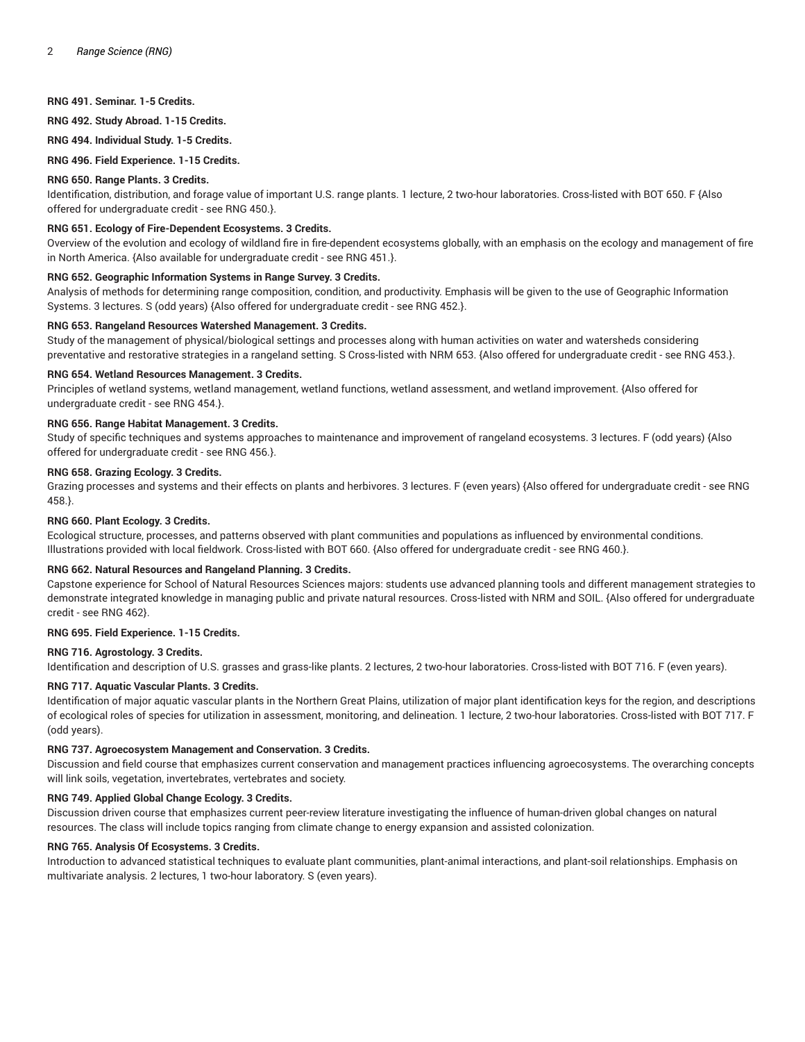**RNG 491. Seminar. 1-5 Credits.**

**RNG 492. Study Abroad. 1-15 Credits.**

**RNG 494. Individual Study. 1-5 Credits.**

**RNG 496. Field Experience. 1-15 Credits.**

**RNG 650. Range Plants. 3 Credits.**

Identification, distribution, and forage value of important U.S. range plants. 1 lecture, 2 two-hour laboratories. Cross-listed with BOT 650. F {Also offered for undergraduate credit - see RNG 450.}.

**RNG 651. Ecology of Fire-Dependent Ecosystems. 3 Credits.**

Overview of the evolution and ecology of wildland fire in fire-dependent ecosystems globally, with an emphasis on the ecology and management of fire in North America. {Also available for undergraduate credit - see RNG 451.}.

**RNG 652. Geographic Information Systems in Range Survey. 3 Credits.**

Analysis of methods for determining range composition, condition, and productivity. Emphasis will be given to the use of Geographic Information Systems. 3 lectures. S (odd years) {Also offered for undergraduate credit - see RNG 452.}.

**RNG 653. Rangeland Resources Watershed Management. 3 Credits.**

Study of the management of physical/biological settings and processes along with human activities on water and watersheds considering preventative and restorative strategies in a rangeland setting. S Cross-listed with NRM 653. {Also offered for undergraduate credit - see RNG 453.}.

**RNG 654. Wetland Resources Management. 3 Credits.**

Principles of wetland systems, wetland management, wetland functions, wetland assessment, and wetland improvement. {Also offered for undergraduate credit - see RNG 454.}.

**RNG 656. Range Habitat Management. 3 Credits.**

Study of specific techniques and systems approaches to maintenance and improvement of rangeland ecosystems. 3 lectures. F (odd years) {Also offered for undergraduate credit - see RNG 456.}.

**RNG 658. Grazing Ecology. 3 Credits.**

Grazing processes and systems and their effects on plants and herbivores. 3 lectures. F (even years) {Also offered for undergraduate credit - see RNG 458.}.

**RNG 660. Plant Ecology. 3 Credits.**

Ecological structure, processes, and patterns observed with plant communities and populations as influenced by environmental conditions. Illustrations provided with local fieldwork. Cross-listed with BOT 660. {Also offered for undergraduate credit - see RNG 460.}.

**RNG 662. Natural Resources and Rangeland Planning. 3 Credits.**

Capstone experience for School of Natural Resources Sciences majors: students use advanced planning tools and different management strategies to demonstrate integrated knowledge in managing public and private natural resources. Cross-listed with NRM and SOIL. {Also offered for undergraduate credit - see RNG 462}.

**RNG 695. Field Experience. 1-15 Credits.**

**RNG 716. Agrostology. 3 Credits.**

Identification and description of U.S. grasses and grass-like plants. 2 lectures, 2 two-hour laboratories. Cross-listed with BOT 716. F (even years).

**RNG 717. Aquatic Vascular Plants. 3 Credits.**

Identification of major aquatic vascular plants in the Northern Great Plains, utilization of major plant identification keys for the region, and descriptions of ecological roles of species for utilization in assessment, monitoring, and delineation. 1 lecture, 2 two-hour laboratories. Cross-listed with BOT 717. F (odd years).

**RNG 737. Agroecosystem Management and Conservation. 3 Credits.**

Discussion and field course that emphasizes current conservation and management practices influencing agroecosystems. The overarching concepts will link soils, vegetation, invertebrates, vertebrates and society.

**RNG 749. Applied Global Change Ecology. 3 Credits.**

Discussion driven course that emphasizes current peer-review literature investigating the influence of human-driven global changes on natural resources. The class will include topics ranging from climate change to energy expansion and assisted colonization.

**RNG 765. Analysis Of Ecosystems. 3 Credits.**

Introduction to advanced statistical techniques to evaluate plant communities, plant-animal interactions, and plant-soil relationships. Emphasis on multivariate analysis. 2 lectures, 1 two-hour laboratory. S (even years).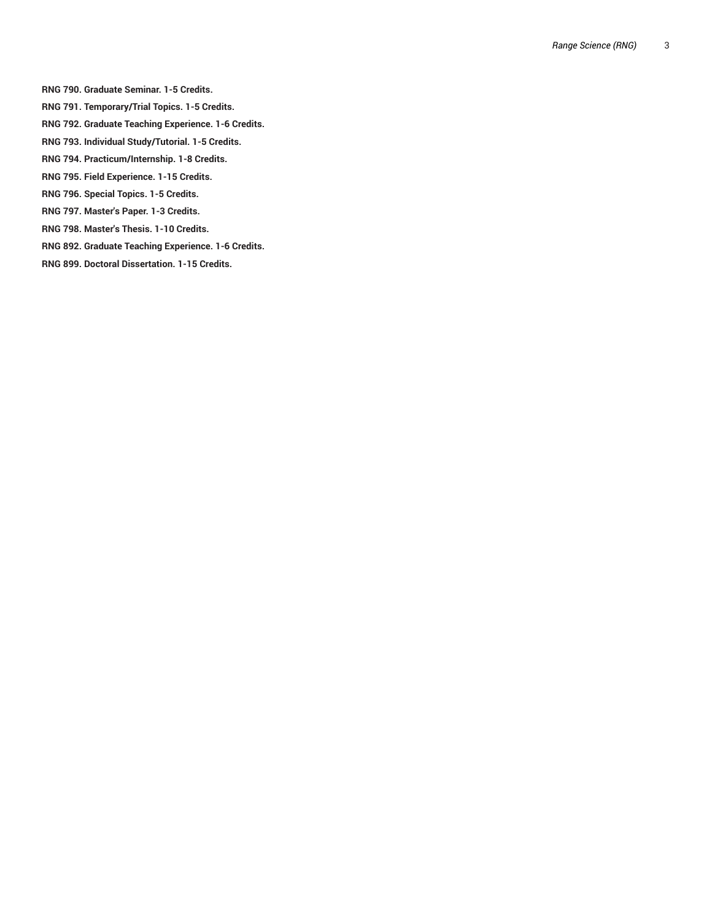**RNG 790. Graduate Seminar. 1-5 Credits.**

**RNG 791. Temporary/Trial Topics. 1-5 Credits.**

**RNG 792. Graduate Teaching Experience. 1-6 Credits.**

**RNG 793. Individual Study/Tutorial. 1-5 Credits.**

**RNG 794. Practicum/Internship. 1-8 Credits.**

**RNG 795. Field Experience. 1-15 Credits.**

**RNG 796. Special Topics. 1-5 Credits.**

**RNG 797. Master's Paper. 1-3 Credits.**

**RNG 798. Master's Thesis. 1-10 Credits.**

**RNG 892. Graduate Teaching Experience. 1-6 Credits.**

**RNG 899. Doctoral Dissertation. 1-15 Credits.**